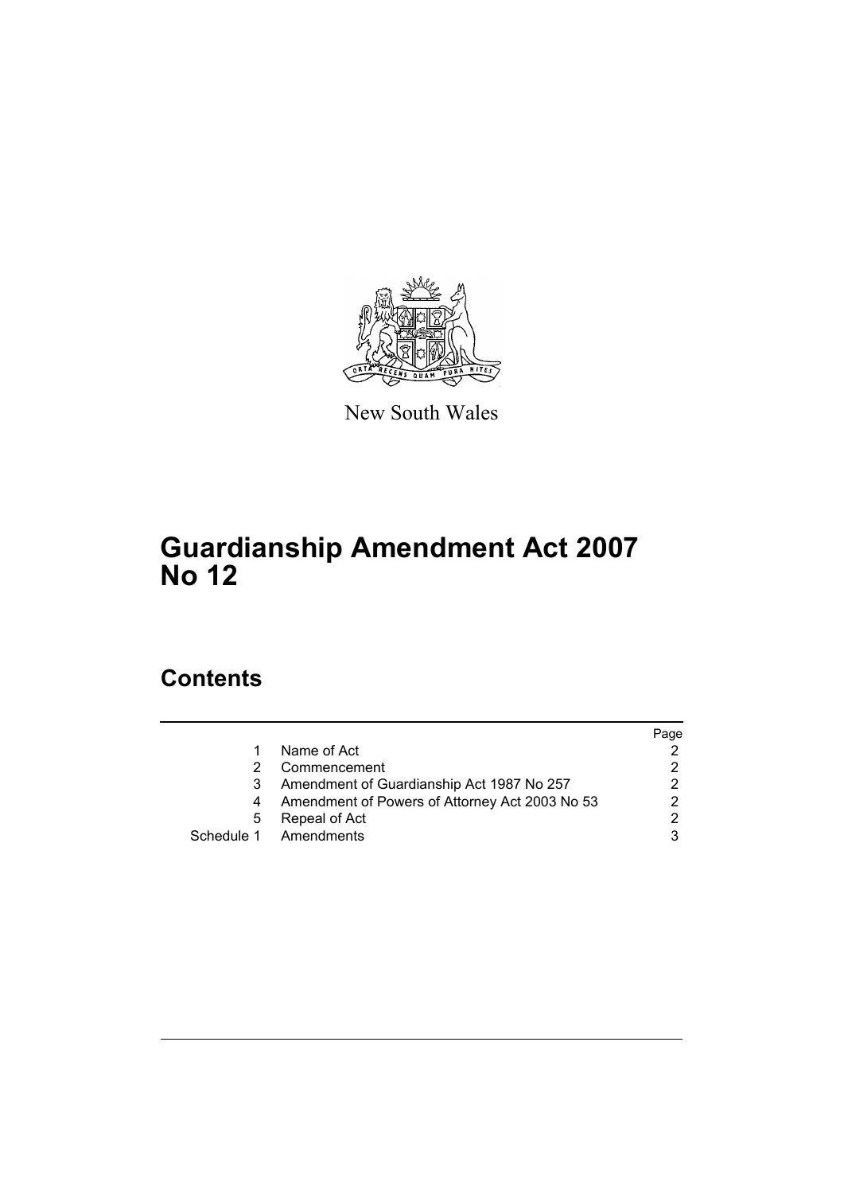New South Wales

# Guardianship Amendment Act 2007 No 12

## Contents

| | | Page |
|---|---|---|
| 1 | Name of Act | 2 |
| 2 | Commencement | 2 |
| 3 | Amendment of Guardianship Act 1987 No 257 | 2 |
| 4 | Amendment of Powers of Attorney Act 2003 No 53 | 2 |
| 5 | Repeal of Act | 2 |
| Schedule 1 | Amendments | 3 |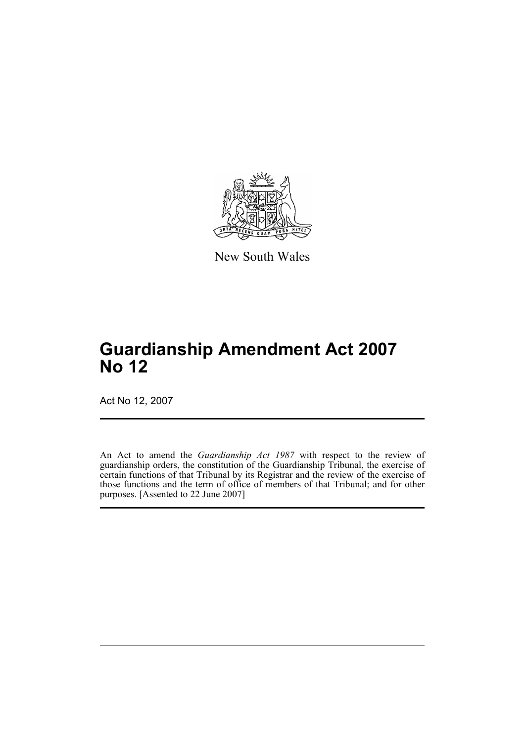New South Wales

# Guardianship Amendment Act 2007 No 12

Act No 12, 2007

An Act to amend the *Guardianship Act 1987* with respect to the review of guardianship orders, the constitution of the Guardianship Tribunal, the exercise of certain functions of that Tribunal by its Registrar and the review of the exercise of those functions and the term of office of members of that Tribunal; and for other purposes. [Assented to 22 June 2007]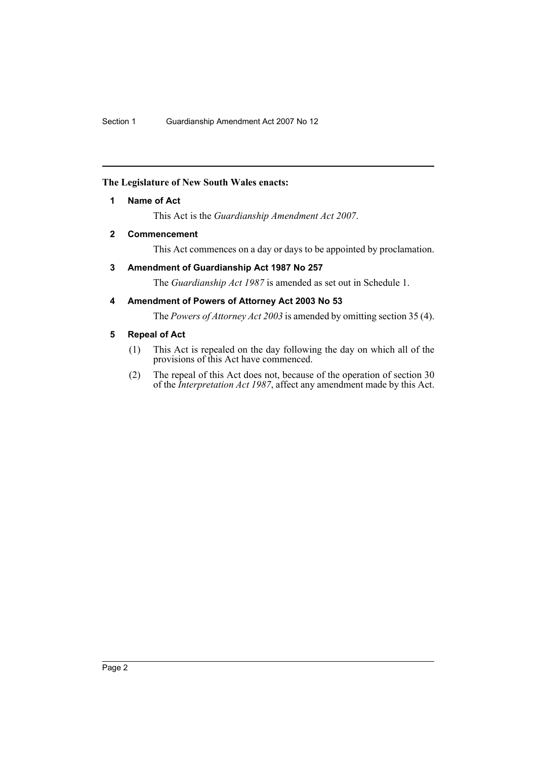**The Legislature of New South Wales enacts:**

## 1 Name of Act

This Act is the *Guardianship Amendment Act 2007*.

## 2 Commencement

This Act commences on a day or days to be appointed by proclamation.

## 3 Amendment of Guardianship Act 1987 No 257

The *Guardianship Act 1987* is amended as set out in Schedule 1.

## 4 Amendment of Powers of Attorney Act 2003 No 53

The *Powers of Attorney Act 2003* is amended by omitting section 35 (4).

## 5 Repeal of Act

(1) This Act is repealed on the day following the day on which all of the provisions of this Act have commenced.

(2) The repeal of this Act does not, because of the operation of section 30 of the *Interpretation Act 1987*, affect any amendment made by this Act.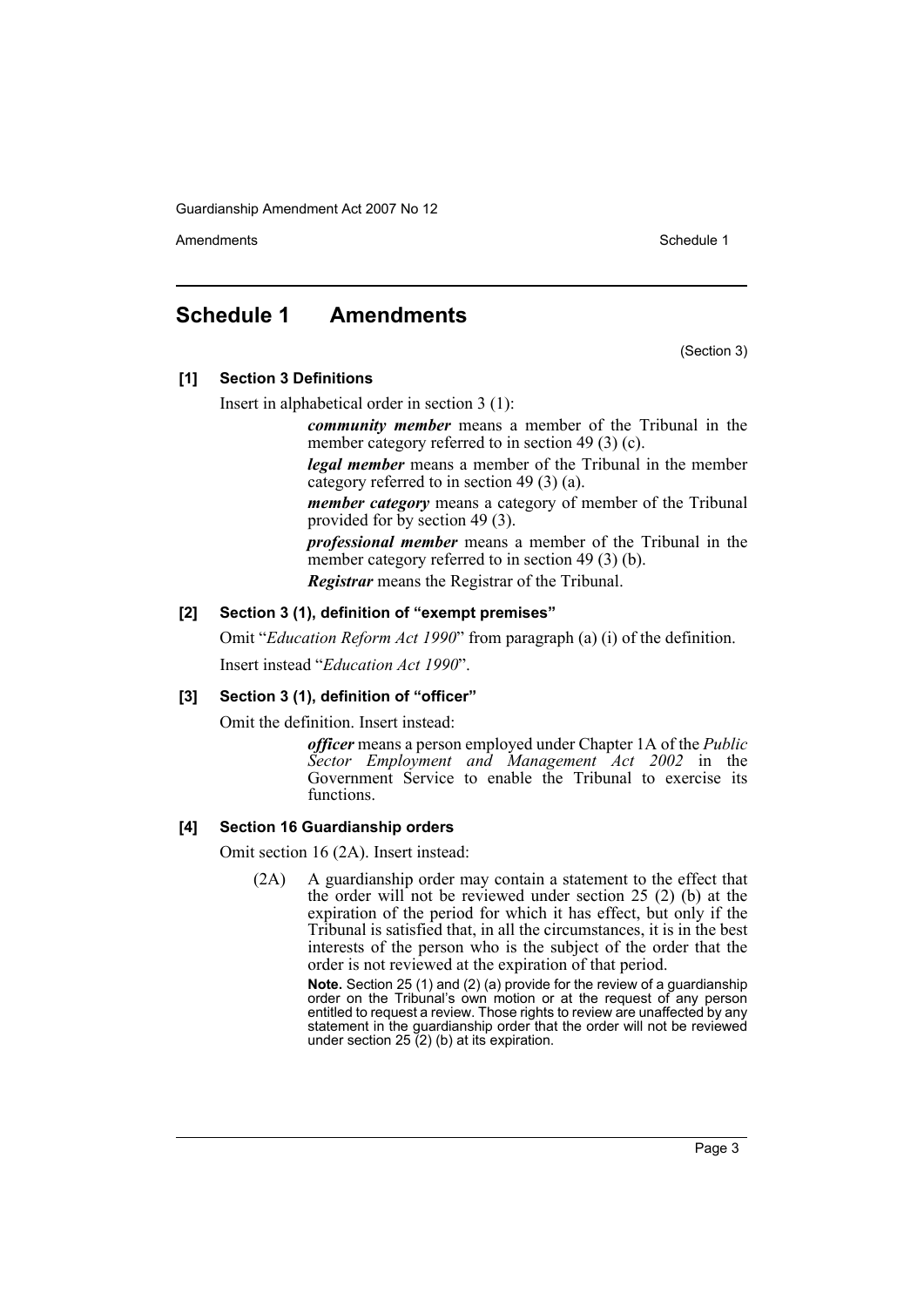# Schedule 1 Amendments

(Section 3)

**[1] Section 3 Definitions**

Insert in alphabetical order in section 3 (1):

> ***community member*** means a member of the Tribunal in the member category referred to in section 49 (3) (c).
>
> ***legal member*** means a member of the Tribunal in the member category referred to in section 49 (3) (a).
>
> ***member category*** means a category of member of the Tribunal provided for by section 49 (3).
>
> ***professional member*** means a member of the Tribunal in the member category referred to in section 49 (3) (b).
>
> ***Registrar*** means the Registrar of the Tribunal.

**[2] Section 3 (1), definition of "exempt premises"**

Omit "*Education Reform Act 1990*" from paragraph (a) (i) of the definition.

Insert instead "*Education Act 1990*".

**[3] Section 3 (1), definition of "officer"**

Omit the definition. Insert instead:

> ***officer*** means a person employed under Chapter 1A of the *Public Sector Employment and Management Act 2002* in the Government Service to enable the Tribunal to exercise its functions.

**[4] Section 16 Guardianship orders**

Omit section 16 (2A). Insert instead:

> (2A) A guardianship order may contain a statement to the effect that the order will not be reviewed under section 25 (2) (b) at the expiration of the period for which it has effect, but only if the Tribunal is satisfied that, in all the circumstances, it is in the best interests of the person who is the subject of the order that the order is not reviewed at the expiration of that period.
>
> **Note.** Section 25 (1) and (2) (a) provide for the review of a guardianship order on the Tribunal's own motion or at the request of any person entitled to request a review. Those rights to review are unaffected by any statement in the guardianship order that the order will not be reviewed under section 25 (2) (b) at its expiration.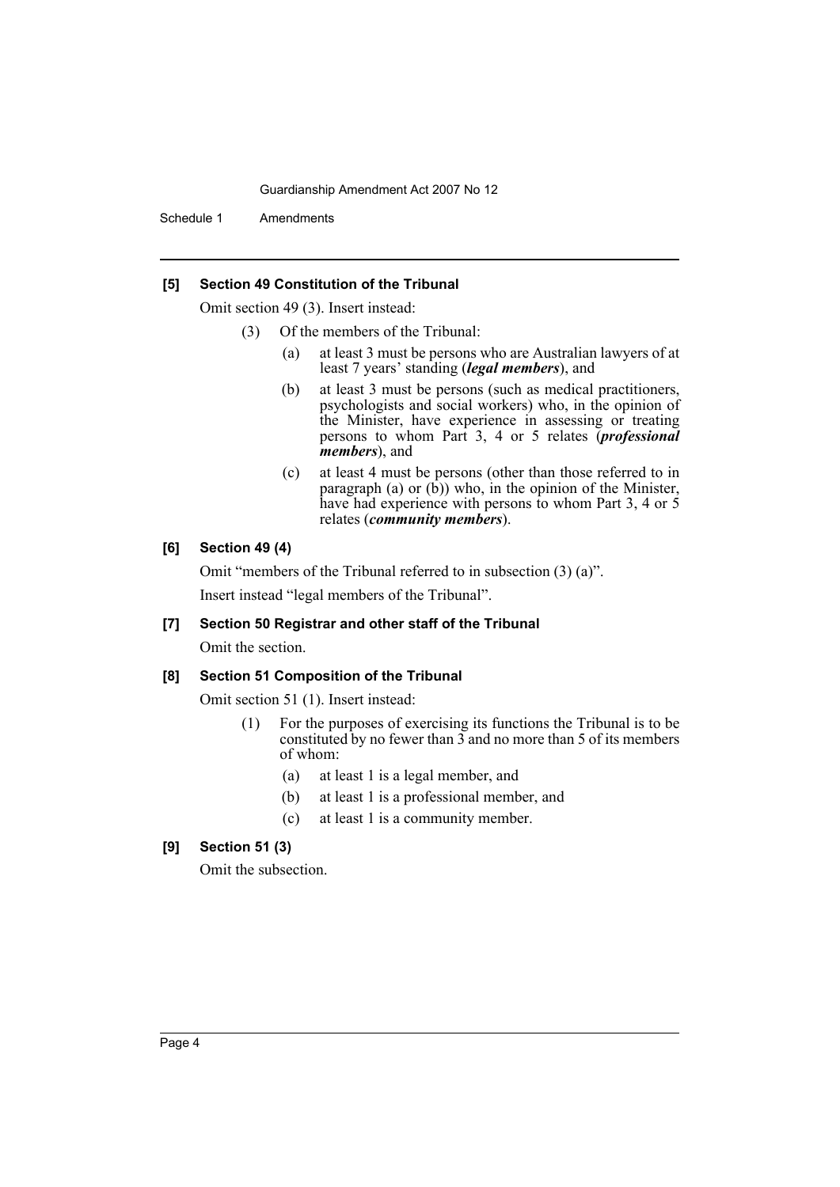#### [5] Section 49 Constitution of the Tribunal

Omit section 49 (3). Insert instead:

(3) Of the members of the Tribunal:

(a) at least 3 must be persons who are Australian lawyers of at least 7 years' standing (***legal members***), and

(b) at least 3 must be persons (such as medical practitioners, psychologists and social workers) who, in the opinion of the Minister, have experience in assessing or treating persons to whom Part 3, 4 or 5 relates (***professional members***), and

(c) at least 4 must be persons (other than those referred to in paragraph (a) or (b)) who, in the opinion of the Minister, have had experience with persons to whom Part 3, 4 or 5 relates (***community members***).

#### [6] Section 49 (4)

Omit "members of the Tribunal referred to in subsection (3) (a)".

Insert instead "legal members of the Tribunal".

#### [7] Section 50 Registrar and other staff of the Tribunal

Omit the section.

#### [8] Section 51 Composition of the Tribunal

Omit section 51 (1). Insert instead:

(1) For the purposes of exercising its functions the Tribunal is to be constituted by no fewer than 3 and no more than 5 of its members of whom:

(a) at least 1 is a legal member, and

(b) at least 1 is a professional member, and

(c) at least 1 is a community member.

#### [9] Section 51 (3)

Omit the subsection.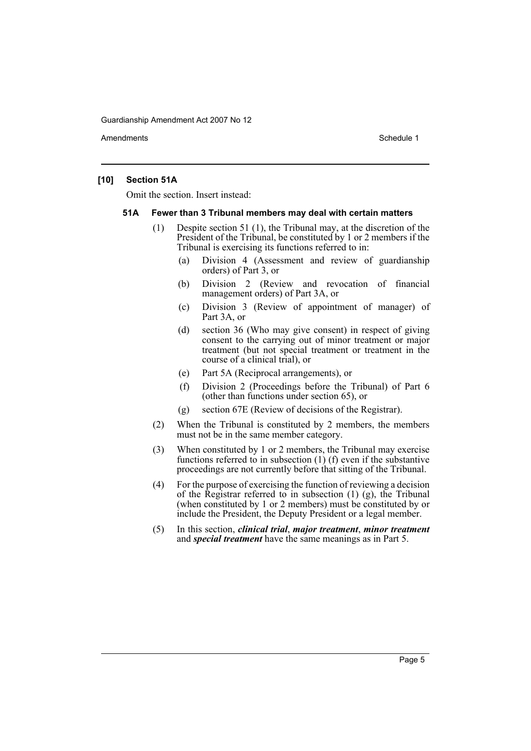### [10] Section 51A

Omit the section. Insert instead:

#### 51A Fewer than 3 Tribunal members may deal with certain matters

(1) Despite section 51 (1), the Tribunal may, at the discretion of the President of the Tribunal, be constituted by 1 or 2 members if the Tribunal is exercising its functions referred to in:

- (a) Division 4 (Assessment and review of guardianship orders) of Part 3, or
- (b) Division 2 (Review and revocation of financial management orders) of Part 3A, or
- (c) Division 3 (Review of appointment of manager) of Part 3A, or
- (d) section 36 (Who may give consent) in respect of giving consent to the carrying out of minor treatment or major treatment (but not special treatment or treatment in the course of a clinical trial), or
- (e) Part 5A (Reciprocal arrangements), or
- (f) Division 2 (Proceedings before the Tribunal) of Part 6 (other than functions under section 65), or
- (g) section 67E (Review of decisions of the Registrar).

(2) When the Tribunal is constituted by 2 members, the members must not be in the same member category.

(3) When constituted by 1 or 2 members, the Tribunal may exercise functions referred to in subsection (1) (f) even if the substantive proceedings are not currently before that sitting of the Tribunal.

(4) For the purpose of exercising the function of reviewing a decision of the Registrar referred to in subsection (1) (g), the Tribunal (when constituted by 1 or 2 members) must be constituted by or include the President, the Deputy President or a legal member.

(5) In this section, ***clinical trial***, ***major treatment***, ***minor treatment*** and ***special treatment*** have the same meanings as in Part 5.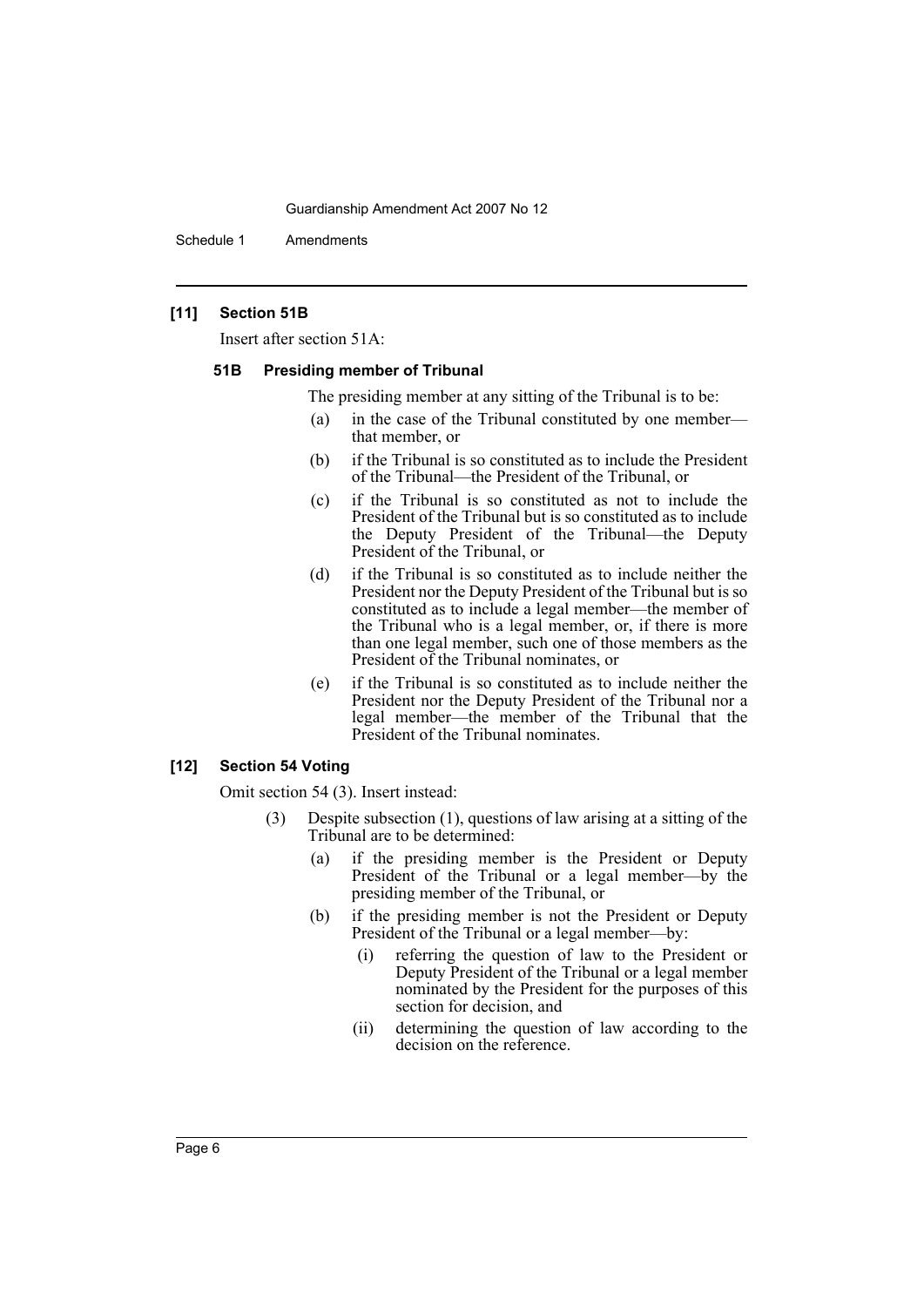### [11] Section 51B

Insert after section 51A:

#### 51B Presiding member of Tribunal

The presiding member at any sitting of the Tribunal is to be:

- (a) in the case of the Tribunal constituted by one member—that member, or
- (b) if the Tribunal is so constituted as to include the President of the Tribunal—the President of the Tribunal, or
- (c) if the Tribunal is so constituted as not to include the President of the Tribunal but is so constituted as to include the Deputy President of the Tribunal—the Deputy President of the Tribunal, or
- (d) if the Tribunal is so constituted as to include neither the President nor the Deputy President of the Tribunal but is so constituted as to include a legal member—the member of the Tribunal who is a legal member, or, if there is more than one legal member, such one of those members as the President of the Tribunal nominates, or
- (e) if the Tribunal is so constituted as to include neither the President nor the Deputy President of the Tribunal nor a legal member—the member of the Tribunal that the President of the Tribunal nominates.

### [12] Section 54 Voting

Omit section 54 (3). Insert instead:

(3) Despite subsection (1), questions of law arising at a sitting of the Tribunal are to be determined:

- (a) if the presiding member is the President or Deputy President of the Tribunal or a legal member—by the presiding member of the Tribunal, or
- (b) if the presiding member is not the President or Deputy President of the Tribunal or a legal member—by:
  - (i) referring the question of law to the President or Deputy President of the Tribunal or a legal member nominated by the President for the purposes of this section for decision, and
  - (ii) determining the question of law according to the decision on the reference.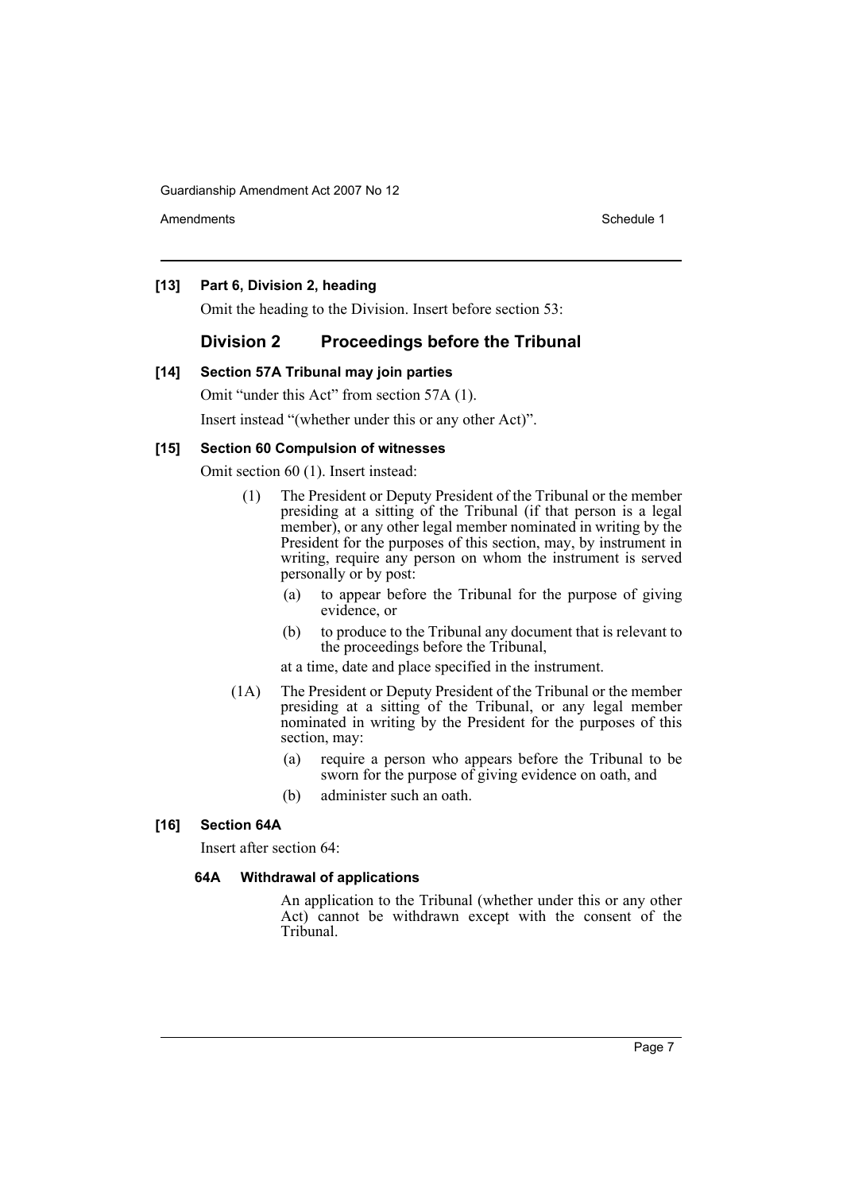**[13] Part 6, Division 2, heading**

Omit the heading to the Division. Insert before section 53:

## Division 2 Proceedings before the Tribunal

**[14] Section 57A Tribunal may join parties**

Omit "under this Act" from section 57A (1).

Insert instead "(whether under this or any other Act)".

**[15] Section 60 Compulsion of witnesses**

Omit section 60 (1). Insert instead:

(1) The President or Deputy President of the Tribunal or the member presiding at a sitting of the Tribunal (if that person is a legal member), or any other legal member nominated in writing by the President for the purposes of this section, may, by instrument in writing, require any person on whom the instrument is served personally or by post:

(a) to appear before the Tribunal for the purpose of giving evidence, or

(b) to produce to the Tribunal any document that is relevant to the proceedings before the Tribunal,

at a time, date and place specified in the instrument.

(1A) The President or Deputy President of the Tribunal or the member presiding at a sitting of the Tribunal, or any legal member nominated in writing by the President for the purposes of this section, may:

(a) require a person who appears before the Tribunal to be sworn for the purpose of giving evidence on oath, and

(b) administer such an oath.

**[16] Section 64A**

Insert after section 64:

**64A Withdrawal of applications**

An application to the Tribunal (whether under this or any other Act) cannot be withdrawn except with the consent of the Tribunal.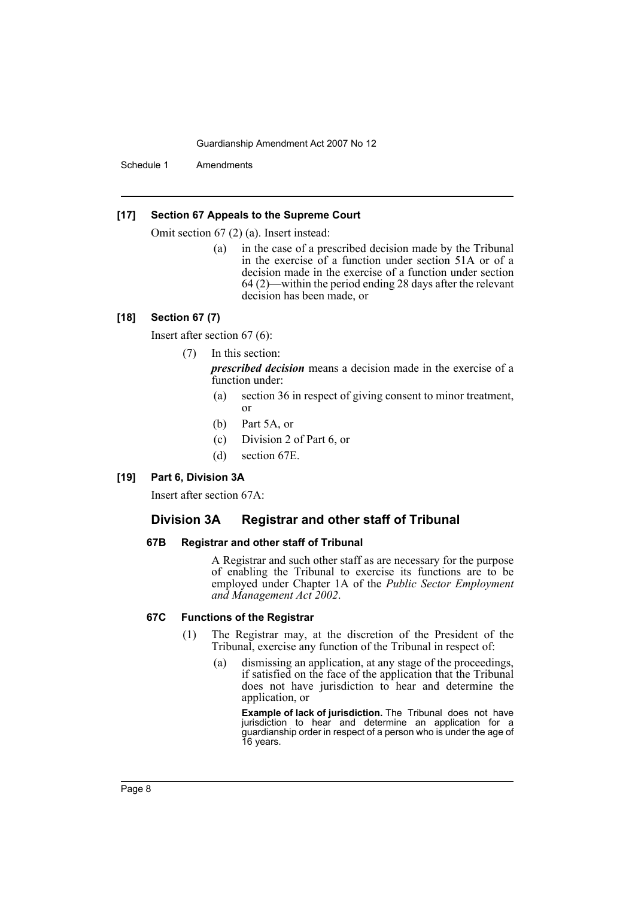### [17] Section 67 Appeals to the Supreme Court

Omit section 67 (2) (a). Insert instead:

> (a) in the case of a prescribed decision made by the Tribunal in the exercise of a function under section 51A or of a decision made in the exercise of a function under section 64 (2)—within the period ending 28 days after the relevant decision has been made, or

### [18] Section 67 (7)

Insert after section 67 (6):

> (7) In this section:
>
> ***prescribed decision*** means a decision made in the exercise of a function under:
>
> (a) section 36 in respect of giving consent to minor treatment, or
>
> (b) Part 5A, or
>
> (c) Division 2 of Part 6, or
>
> (d) section 67E.

### [19] Part 6, Division 3A

Insert after section 67A:

## Division 3A Registrar and other staff of Tribunal

#### 67B Registrar and other staff of Tribunal

A Registrar and such other staff as are necessary for the purpose of enabling the Tribunal to exercise its functions are to be employed under Chapter 1A of the *Public Sector Employment and Management Act 2002*.

#### 67C Functions of the Registrar

(1) The Registrar may, at the discretion of the President of the Tribunal, exercise any function of the Tribunal in respect of:

> (a) dismissing an application, at any stage of the proceedings, if satisfied on the face of the application that the Tribunal does not have jurisdiction to hear and determine the application, or
>
> **Example of lack of jurisdiction.** The Tribunal does not have jurisdiction to hear and determine an application for a guardianship order in respect of a person who is under the age of 16 years.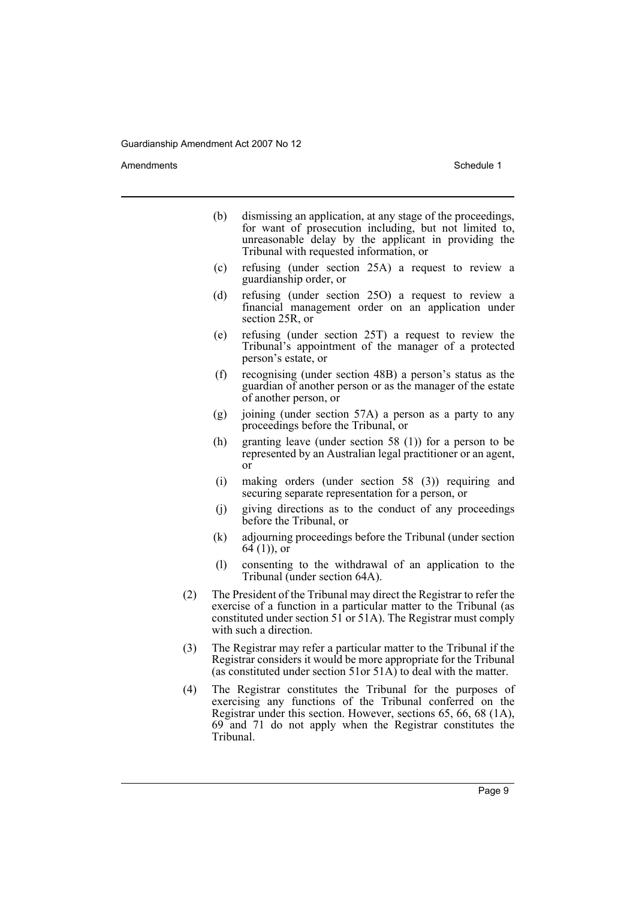(b) dismissing an application, at any stage of the proceedings, for want of prosecution including, but not limited to, unreasonable delay by the applicant in providing the Tribunal with requested information, or

(c) refusing (under section 25A) a request to review a guardianship order, or

(d) refusing (under section 25O) a request to review a financial management order on an application under section 25R, or

(e) refusing (under section 25T) a request to review the Tribunal's appointment of the manager of a protected person's estate, or

(f) recognising (under section 48B) a person's status as the guardian of another person or as the manager of the estate of another person, or

(g) joining (under section 57A) a person as a party to any proceedings before the Tribunal, or

(h) granting leave (under section 58 (1)) for a person to be represented by an Australian legal practitioner or an agent, or

(i) making orders (under section 58 (3)) requiring and securing separate representation for a person, or

(j) giving directions as to the conduct of any proceedings before the Tribunal, or

(k) adjourning proceedings before the Tribunal (under section 64 (1)), or

(l) consenting to the withdrawal of an application to the Tribunal (under section 64A).

(2) The President of the Tribunal may direct the Registrar to refer the exercise of a function in a particular matter to the Tribunal (as constituted under section 51 or 51A). The Registrar must comply with such a direction.

(3) The Registrar may refer a particular matter to the Tribunal if the Registrar considers it would be more appropriate for the Tribunal (as constituted under section 51or 51A) to deal with the matter.

(4) The Registrar constitutes the Tribunal for the purposes of exercising any functions of the Tribunal conferred on the Registrar under this section. However, sections 65, 66, 68 (1A), 69 and 71 do not apply when the Registrar constitutes the Tribunal.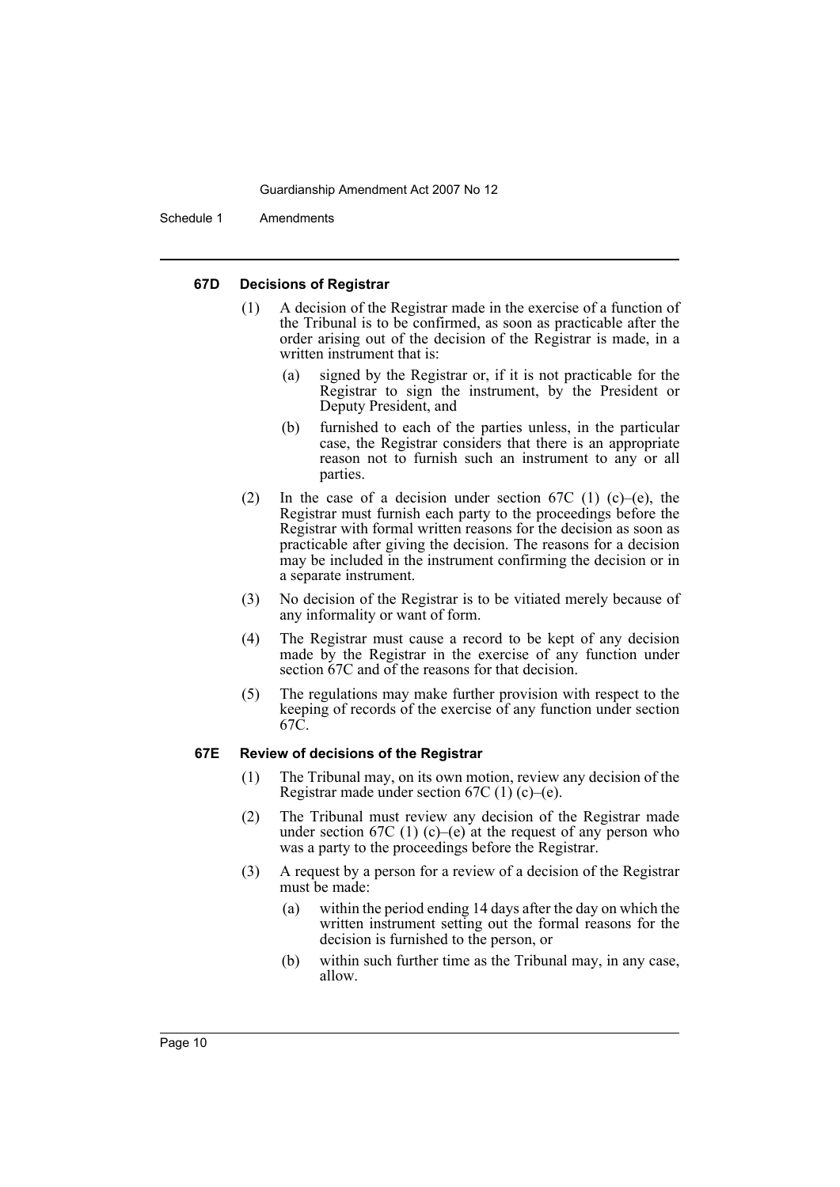#### 67D Decisions of Registrar

(1) A decision of the Registrar made in the exercise of a function of the Tribunal is to be confirmed, as soon as practicable after the order arising out of the decision of the Registrar is made, in a written instrument that is:

- (a) signed by the Registrar or, if it is not practicable for the Registrar to sign the instrument, by the President or Deputy President, and
- (b) furnished to each of the parties unless, in the particular case, the Registrar considers that there is an appropriate reason not to furnish such an instrument to any or all parties.

(2) In the case of a decision under section 67C (1) (c)–(e), the Registrar must furnish each party to the proceedings before the Registrar with formal written reasons for the decision as soon as practicable after giving the decision. The reasons for a decision may be included in the instrument confirming the decision or in a separate instrument.

(3) No decision of the Registrar is to be vitiated merely because of any informality or want of form.

(4) The Registrar must cause a record to be kept of any decision made by the Registrar in the exercise of any function under section 67C and of the reasons for that decision.

(5) The regulations may make further provision with respect to the keeping of records of the exercise of any function under section 67C.

#### 67E Review of decisions of the Registrar

(1) The Tribunal may, on its own motion, review any decision of the Registrar made under section 67C (1) (c)–(e).

(2) The Tribunal must review any decision of the Registrar made under section 67C (1) (c)–(e) at the request of any person who was a party to the proceedings before the Registrar.

(3) A request by a person for a review of a decision of the Registrar must be made:

- (a) within the period ending 14 days after the day on which the written instrument setting out the formal reasons for the decision is furnished to the person, or
- (b) within such further time as the Tribunal may, in any case, allow.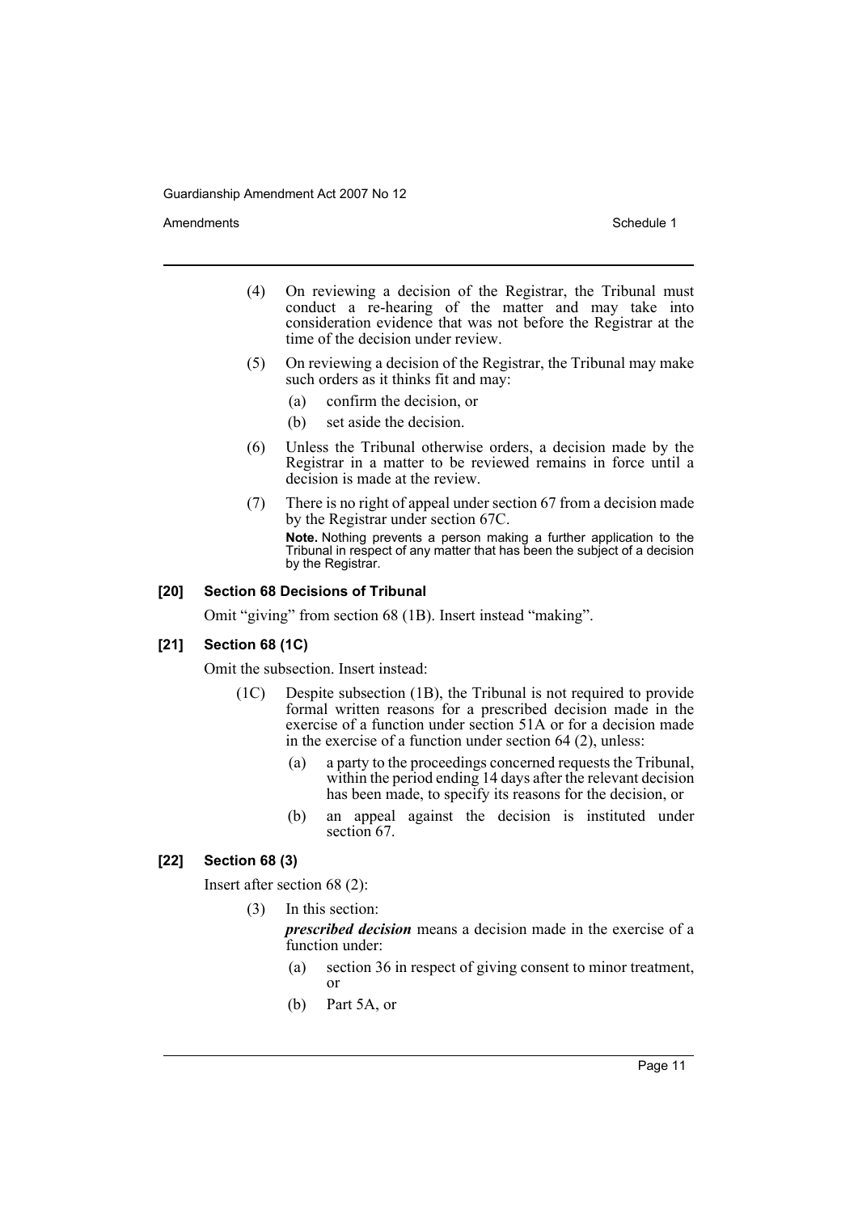(4) On reviewing a decision of the Registrar, the Tribunal must conduct a re-hearing of the matter and may take into consideration evidence that was not before the Registrar at the time of the decision under review.

(5) On reviewing a decision of the Registrar, the Tribunal may make such orders as it thinks fit and may:

  (a) confirm the decision, or

  (b) set aside the decision.

(6) Unless the Tribunal otherwise orders, a decision made by the Registrar in a matter to be reviewed remains in force until a decision is made at the review.

(7) There is no right of appeal under section 67 from a decision made by the Registrar under section 67C.

**Note.** Nothing prevents a person making a further application to the Tribunal in respect of any matter that has been the subject of a decision by the Registrar.

#### [20] Section 68 Decisions of Tribunal

Omit "giving" from section 68 (1B). Insert instead "making".

#### [21] Section 68 (1C)

Omit the subsection. Insert instead:

(1C) Despite subsection (1B), the Tribunal is not required to provide formal written reasons for a prescribed decision made in the exercise of a function under section 51A or for a decision made in the exercise of a function under section 64 (2), unless:

  (a) a party to the proceedings concerned requests the Tribunal, within the period ending 14 days after the relevant decision has been made, to specify its reasons for the decision, or

  (b) an appeal against the decision is instituted under section 67.

#### [22] Section 68 (3)

Insert after section 68 (2):

(3) In this section:

***prescribed decision*** means a decision made in the exercise of a function under:

  (a) section 36 in respect of giving consent to minor treatment, or

  (b) Part 5A, or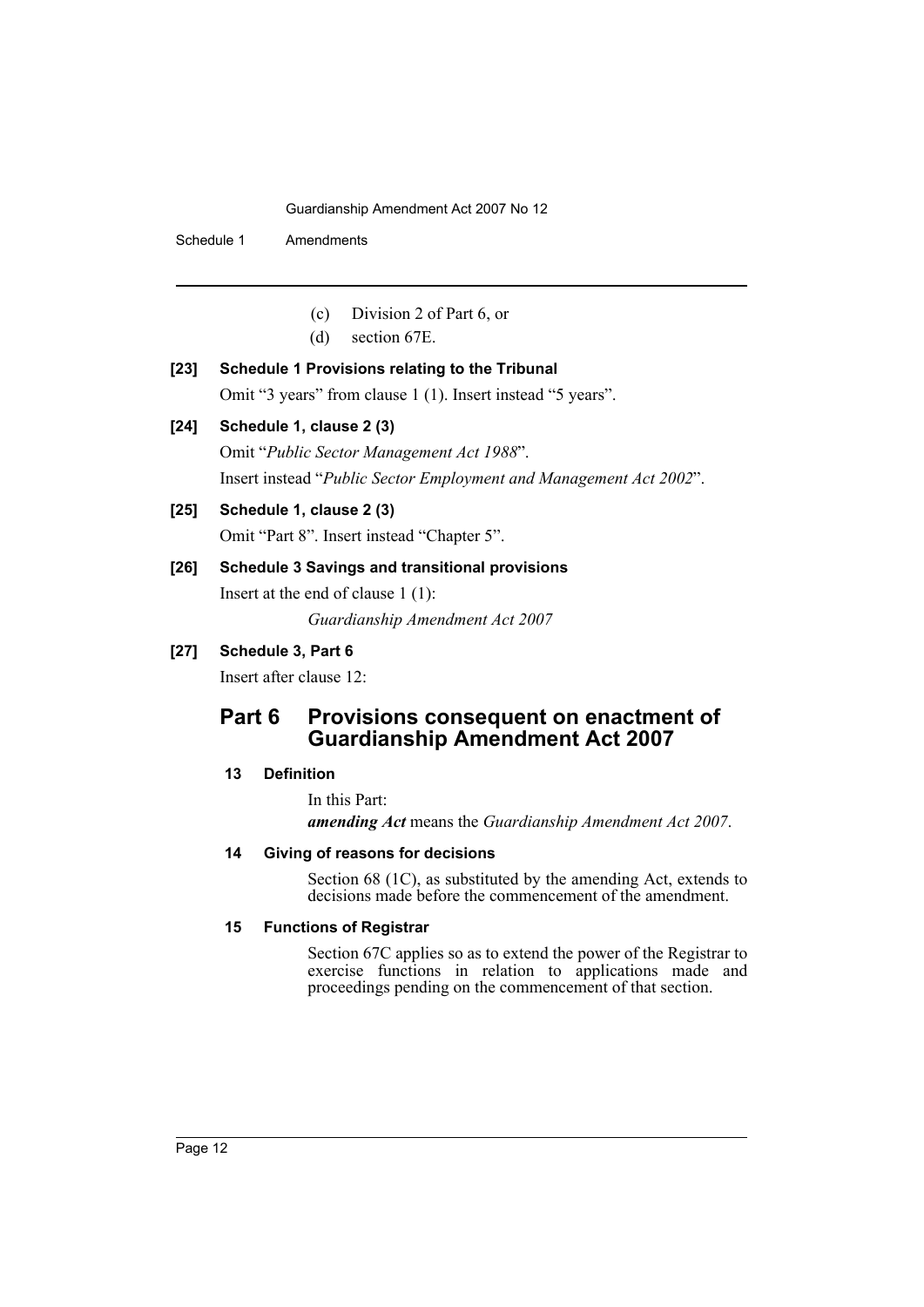(c) Division 2 of Part 6, or

(d) section 67E.

**[23] Schedule 1 Provisions relating to the Tribunal**

Omit "3 years" from clause 1 (1). Insert instead "5 years".

**[24] Schedule 1, clause 2 (3)**

Omit "*Public Sector Management Act 1988*".

Insert instead "*Public Sector Employment and Management Act 2002*".

**[25] Schedule 1, clause 2 (3)**

Omit "Part 8". Insert instead "Chapter 5".

**[26] Schedule 3 Savings and transitional provisions**

Insert at the end of clause 1 (1):

*Guardianship Amendment Act 2007*

**[27] Schedule 3, Part 6**

Insert after clause 12:

## Part 6 Provisions consequent on enactment of Guardianship Amendment Act 2007

### 13 Definition

In this Part:

***amending Act*** means the *Guardianship Amendment Act 2007*.

### 14 Giving of reasons for decisions

Section 68 (1C), as substituted by the amending Act, extends to decisions made before the commencement of the amendment.

### 15 Functions of Registrar

Section 67C applies so as to extend the power of the Registrar to exercise functions in relation to applications made and proceedings pending on the commencement of that section.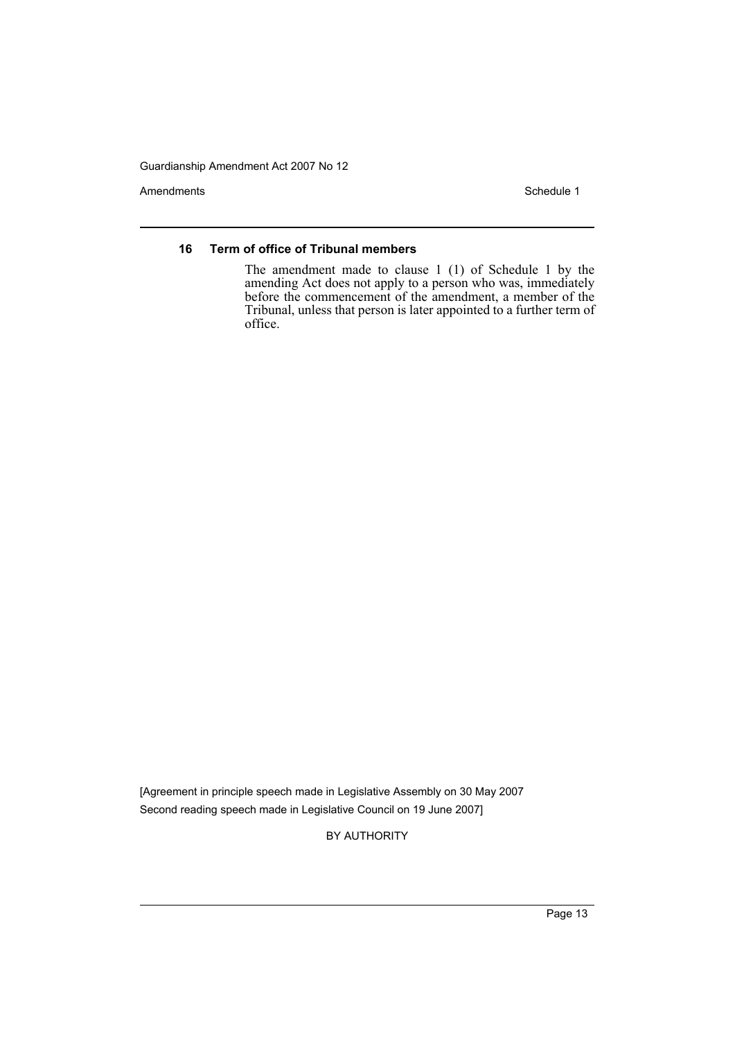### 16 Term of office of Tribunal members

The amendment made to clause 1 (1) of Schedule 1 by the amending Act does not apply to a person who was, immediately before the commencement of the amendment, a member of the Tribunal, unless that person is later appointed to a further term of office.

[Agreement in principle speech made in Legislative Assembly on 30 May 2007
Second reading speech made in Legislative Council on 19 June 2007]

BY AUTHORITY